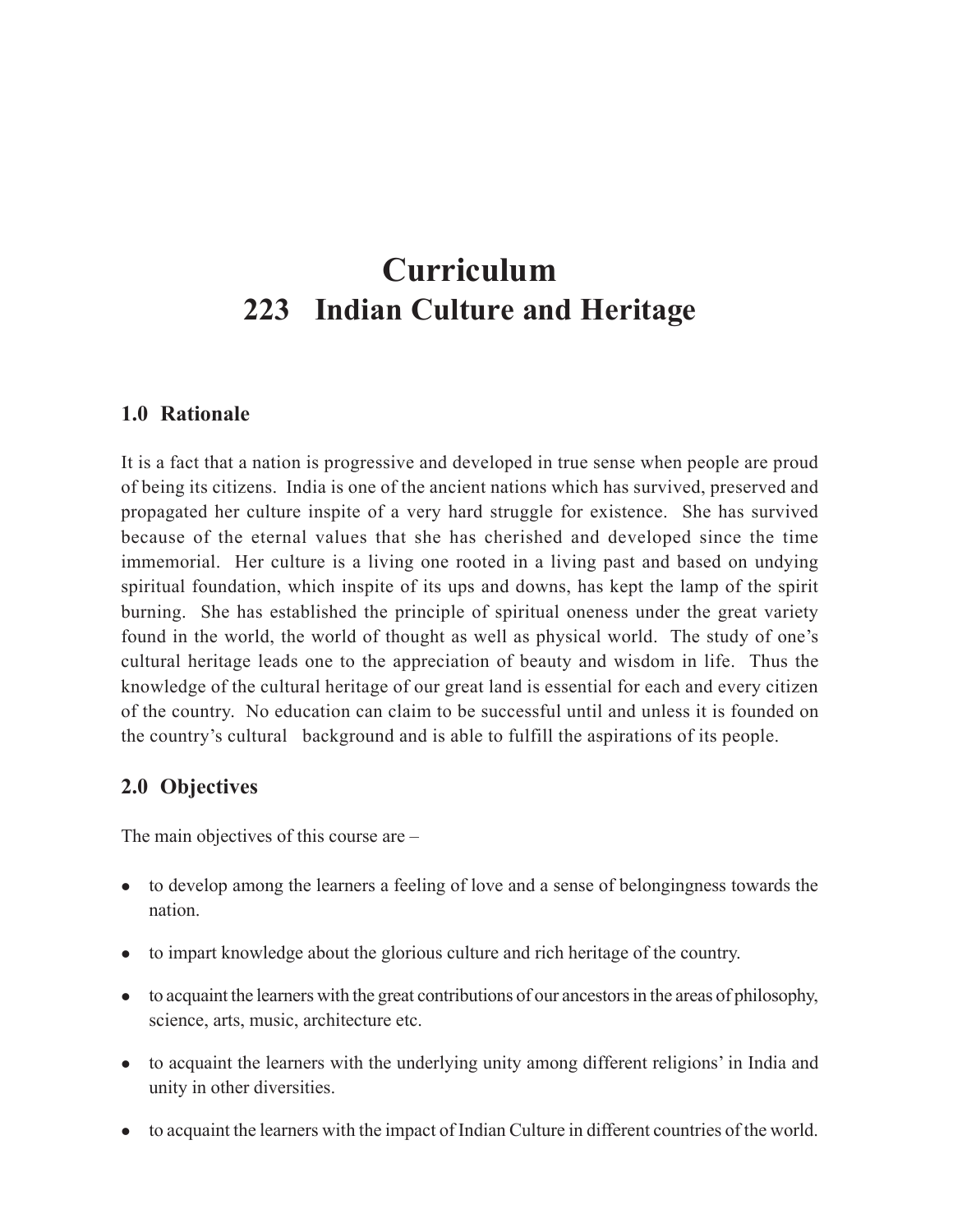# Curriculum
# 223 Indian Culture and Heritage

## 1.0 Rationale

It is a fact that a nation is progressive and developed in true sense when people are proud of being its citizens. India is one of the ancient nations which has survived, preserved and propagated her culture inspite of a very hard struggle for existence. She has survived because of the eternal values that she has cherished and developed since the time immemorial. Her culture is a living one rooted in a living past and based on undying spiritual foundation, which inspite of its ups and downs, has kept the lamp of the spirit burning. She has established the principle of spiritual oneness under the great variety found in the world, the world of thought as well as physical world. The study of one's cultural heritage leads one to the appreciation of beauty and wisdom in life. Thus the knowledge of the cultural heritage of our great land is essential for each and every citizen of the country. No education can claim to be successful until and unless it is founded on the country's cultural background and is able to fulfill the aspirations of its people.

## 2.0 Objectives

The main objectives of this course are –

- to develop among the learners a feeling of love and a sense of belongingness towards the nation.
- to impart knowledge about the glorious culture and rich heritage of the country.
- to acquaint the learners with the great contributions of our ancestors in the areas of philosophy, science, arts, music, architecture etc.
- to acquaint the learners with the underlying unity among different religions' in India and unity in other diversities.
- to acquaint the learners with the impact of Indian Culture in different countries of the world.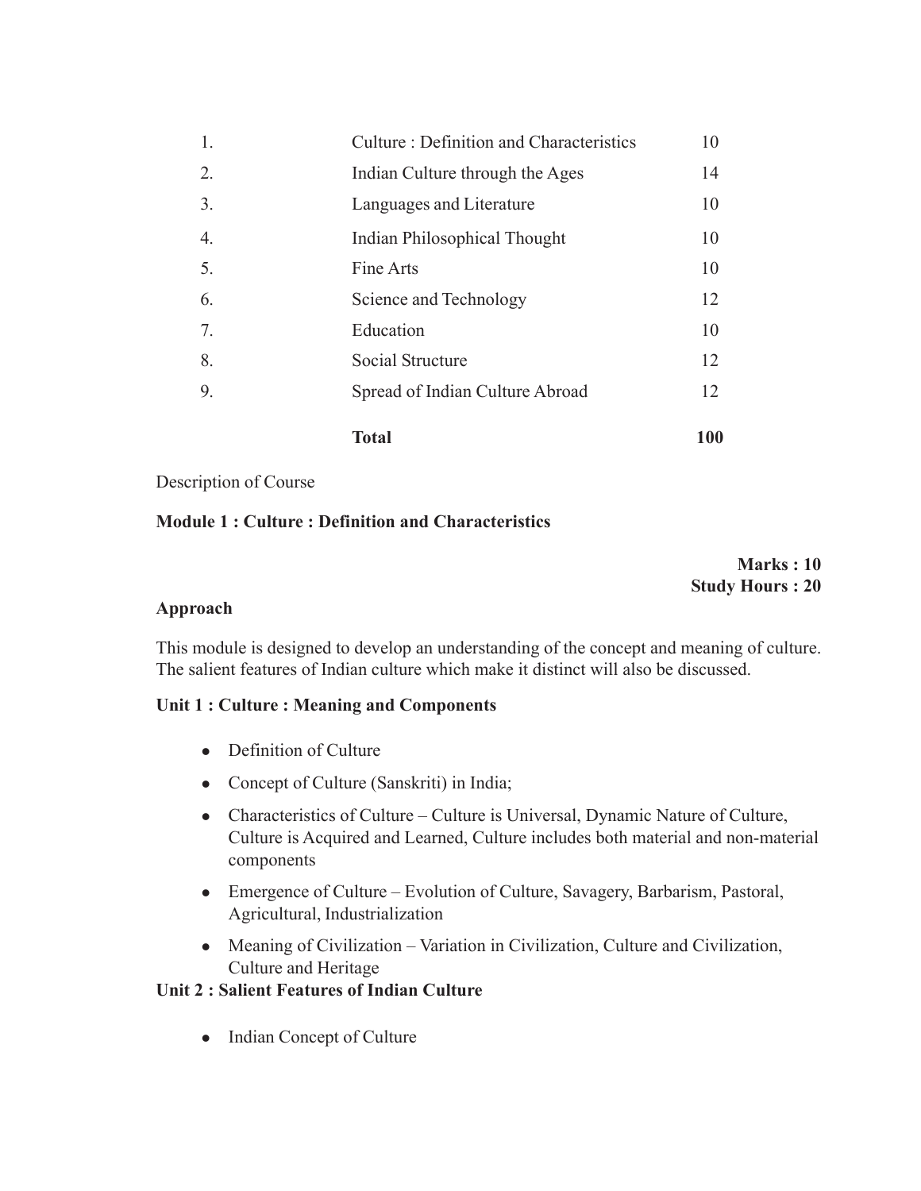| | | |
|---|---|---|
| 1. | Culture : Definition and Characteristics | 10 |
| 2. | Indian Culture through the Ages | 14 |
| 3. | Languages and Literature | 10 |
| 4. | Indian Philosophical Thought | 10 |
| 5. | Fine Arts | 10 |
| 6. | Science and Technology | 12 |
| 7. | Education | 10 |
| 8. | Social Structure | 12 |
| 9. | Spread of Indian Culture Abroad | 12 |
| | **Total** | **100** |

Description of Course

**Module 1 : Culture : Definition and Characteristics**

**Marks : 10**
**Study Hours : 20**

**Approach**

This module is designed to develop an understanding of the concept and meaning of culture. The salient features of Indian culture which make it distinct will also be discussed.

**Unit 1 : Culture : Meaning and Components**

- Definition of Culture
- Concept of Culture (Sanskriti) in India;
- Characteristics of Culture – Culture is Universal, Dynamic Nature of Culture, Culture is Acquired and Learned, Culture includes both material and non-material components
- Emergence of Culture – Evolution of Culture, Savagery, Barbarism, Pastoral, Agricultural, Industrialization
- Meaning of Civilization – Variation in Civilization, Culture and Civilization, Culture and Heritage

**Unit 2 : Salient Features of Indian Culture**

- Indian Concept of Culture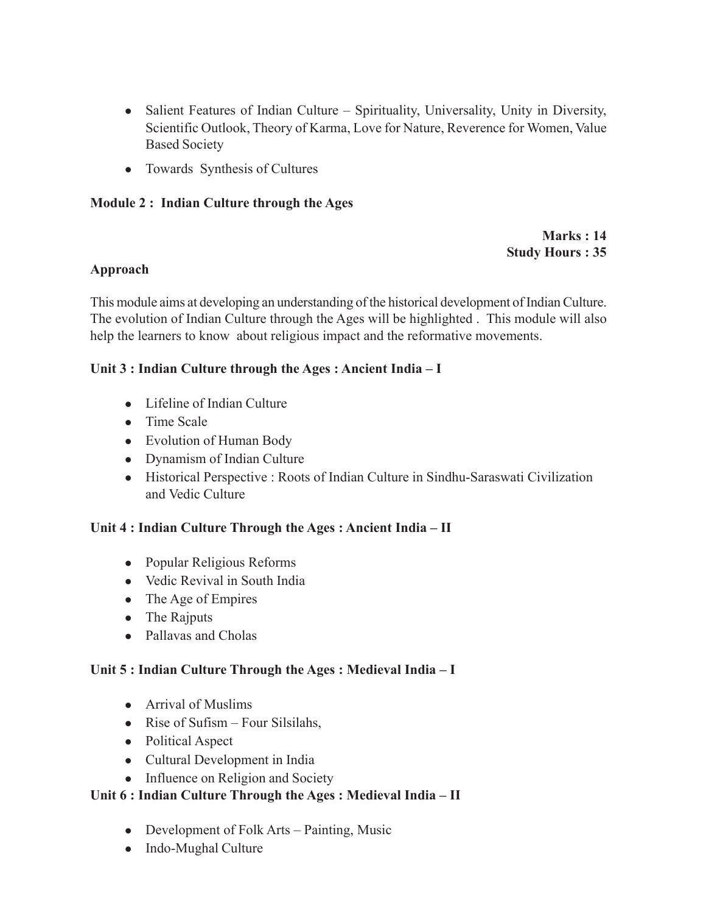- Salient Features of Indian Culture – Spirituality, Universality, Unity in Diversity, Scientific Outlook, Theory of Karma, Love for Nature, Reverence for Women, Value Based Society
- Towards Synthesis of Cultures

## Module 2 : Indian Culture through the Ages

**Marks : 14**
**Study Hours : 35**

**Approach**

This module aims at developing an understanding of the historical development of Indian Culture. The evolution of Indian Culture through the Ages will be highlighted . This module will also help the learners to know about religious impact and the reformative movements.

### Unit 3 : Indian Culture through the Ages : Ancient India – I

- Lifeline of Indian Culture
- Time Scale
- Evolution of Human Body
- Dynamism of Indian Culture
- Historical Perspective : Roots of Indian Culture in Sindhu-Saraswati Civilization and Vedic Culture

### Unit 4 : Indian Culture Through the Ages : Ancient India – II

- Popular Religious Reforms
- Vedic Revival in South India
- The Age of Empires
- The Rajputs
- Pallavas and Cholas

### Unit 5 : Indian Culture Through the Ages : Medieval India – I

- Arrival of Muslims
- Rise of Sufism – Four Silsilahs,
- Political Aspect
- Cultural Development in India
- Influence on Religion and Society

### Unit 6 : Indian Culture Through the Ages : Medieval India – II

- Development of Folk Arts – Painting, Music
- Indo-Mughal Culture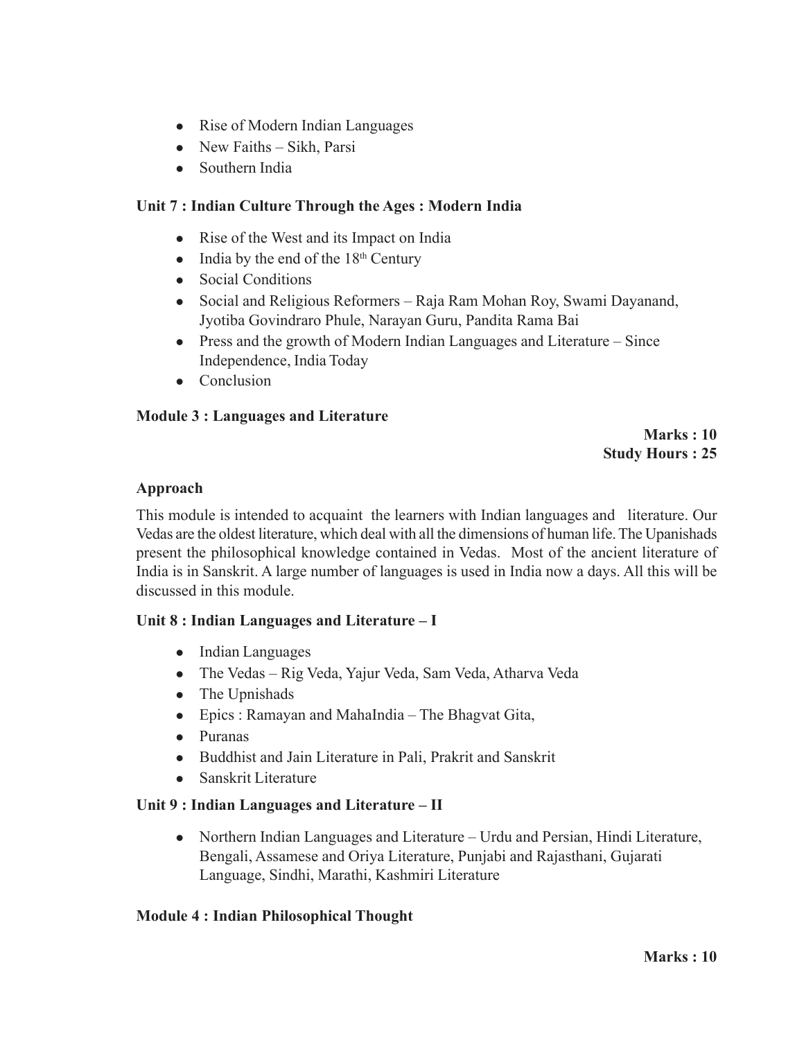- Rise of Modern Indian Languages
- New Faiths – Sikh, Parsi
- Southern India

**Unit 7 : Indian Culture Through the Ages : Modern India**

- Rise of the West and its Impact on India
- India by the end of the $18^{th}$ Century
- Social Conditions
- Social and Religious Reformers – Raja Ram Mohan Roy, Swami Dayanand, Jyotiba Govindraro Phule, Narayan Guru, Pandita Rama Bai
- Press and the growth of Modern Indian Languages and Literature – Since Independence, India Today
- Conclusion

**Module 3 : Languages and Literature**

**Marks : 10**
**Study Hours : 25**

**Approach**

This module is intended to acquaint the learners with Indian languages and literature. Our Vedas are the oldest literature, which deal with all the dimensions of human life. The Upanishads present the philosophical knowledge contained in Vedas. Most of the ancient literature of India is in Sanskrit. A large number of languages is used in India now a days. All this will be discussed in this module.

**Unit 8 : Indian Languages and Literature – I**

- Indian Languages
- The Vedas – Rig Veda, Yajur Veda, Sam Veda, Atharva Veda
- The Upnishads
- Epics : Ramayan and MahaIndia – The Bhagvat Gita,
- Puranas
- Buddhist and Jain Literature in Pali, Prakrit and Sanskrit
- Sanskrit Literature

**Unit 9 : Indian Languages and Literature – II**

- Northern Indian Languages and Literature – Urdu and Persian, Hindi Literature, Bengali, Assamese and Oriya Literature, Punjabi and Rajasthani, Gujarati Language, Sindhi, Marathi, Kashmiri Literature

**Module 4 : Indian Philosophical Thought**

**Marks : 10**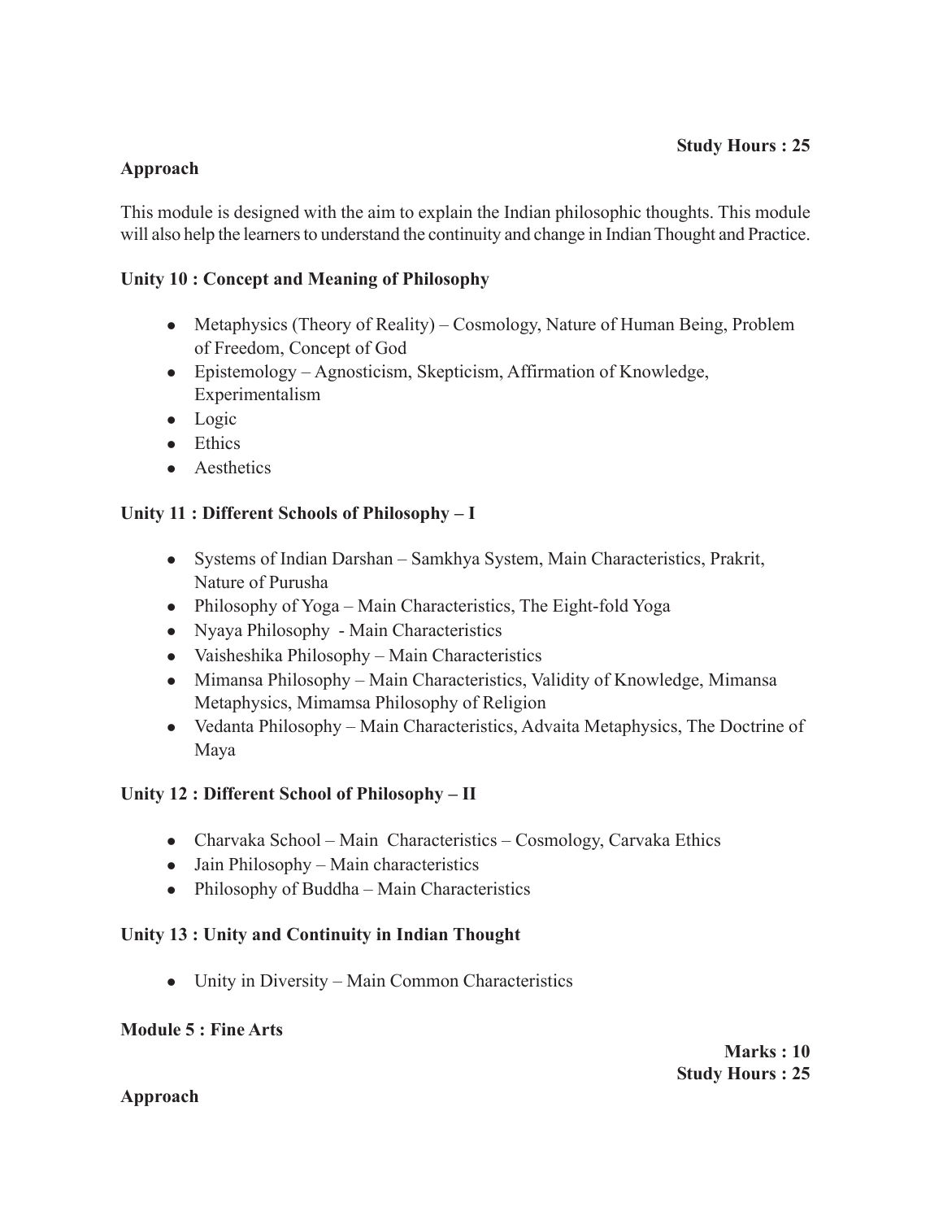**Study Hours : 25**

**Approach**

This module is designed with the aim to explain the Indian philosophic thoughts. This module will also help the learners to understand the continuity and change in Indian Thought and Practice.

**Unity 10 : Concept and Meaning of Philosophy**

- Metaphysics (Theory of Reality) – Cosmology, Nature of Human Being, Problem of Freedom, Concept of God
- Epistemology – Agnosticism, Skepticism, Affirmation of Knowledge, Experimentalism
- Logic
- Ethics
- Aesthetics

**Unity 11 : Different Schools of Philosophy – I**

- Systems of Indian Darshan – Samkhya System, Main Characteristics, Prakrit, Nature of Purusha
- Philosophy of Yoga – Main Characteristics, The Eight-fold Yoga
- Nyaya Philosophy - Main Characteristics
- Vaisheshika Philosophy – Main Characteristics
- Mimansa Philosophy – Main Characteristics, Validity of Knowledge, Mimansa Metaphysics, Mimamsa Philosophy of Religion
- Vedanta Philosophy – Main Characteristics, Advaita Metaphysics, The Doctrine of Maya

**Unity 12 : Different School of Philosophy – II**

- Charvaka School – Main Characteristics – Cosmology, Carvaka Ethics
- Jain Philosophy – Main characteristics
- Philosophy of Buddha – Main Characteristics

**Unity 13 : Unity and Continuity in Indian Thought**

- Unity in Diversity – Main Common Characteristics

**Module 5 : Fine Arts**

**Marks : 10**
**Study Hours : 25**

**Approach**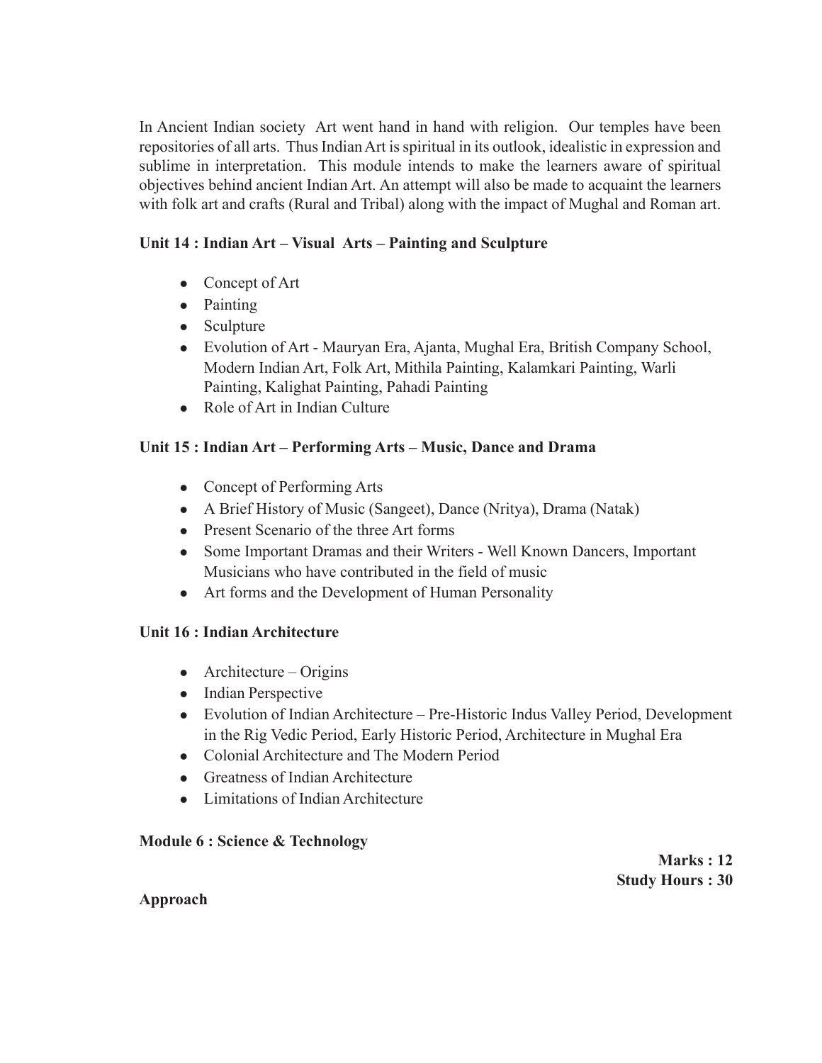In Ancient Indian society Art went hand in hand with religion. Our temples have been repositories of all arts. Thus Indian Art is spiritual in its outlook, idealistic in expression and sublime in interpretation. This module intends to make the learners aware of spiritual objectives behind ancient Indian Art. An attempt will also be made to acquaint the learners with folk art and crafts (Rural and Tribal) along with the impact of Mughal and Roman art.

**Unit 14 : Indian Art – Visual Arts – Painting and Sculpture**

- Concept of Art
- Painting
- Sculpture
- Evolution of Art - Mauryan Era, Ajanta, Mughal Era, British Company School, Modern Indian Art, Folk Art, Mithila Painting, Kalamkari Painting, Warli Painting, Kalighat Painting, Pahadi Painting
- Role of Art in Indian Culture

**Unit 15 : Indian Art – Performing Arts – Music, Dance and Drama**

- Concept of Performing Arts
- A Brief History of Music (Sangeet), Dance (Nritya), Drama (Natak)
- Present Scenario of the three Art forms
- Some Important Dramas and their Writers - Well Known Dancers, Important Musicians who have contributed in the field of music
- Art forms and the Development of Human Personality

**Unit 16 : Indian Architecture**

- Architecture – Origins
- Indian Perspective
- Evolution of Indian Architecture – Pre-Historic Indus Valley Period, Development in the Rig Vedic Period, Early Historic Period, Architecture in Mughal Era
- Colonial Architecture and The Modern Period
- Greatness of Indian Architecture
- Limitations of Indian Architecture

**Module 6 : Science & Technology**

**Marks : 12**
**Study Hours : 30**

**Approach**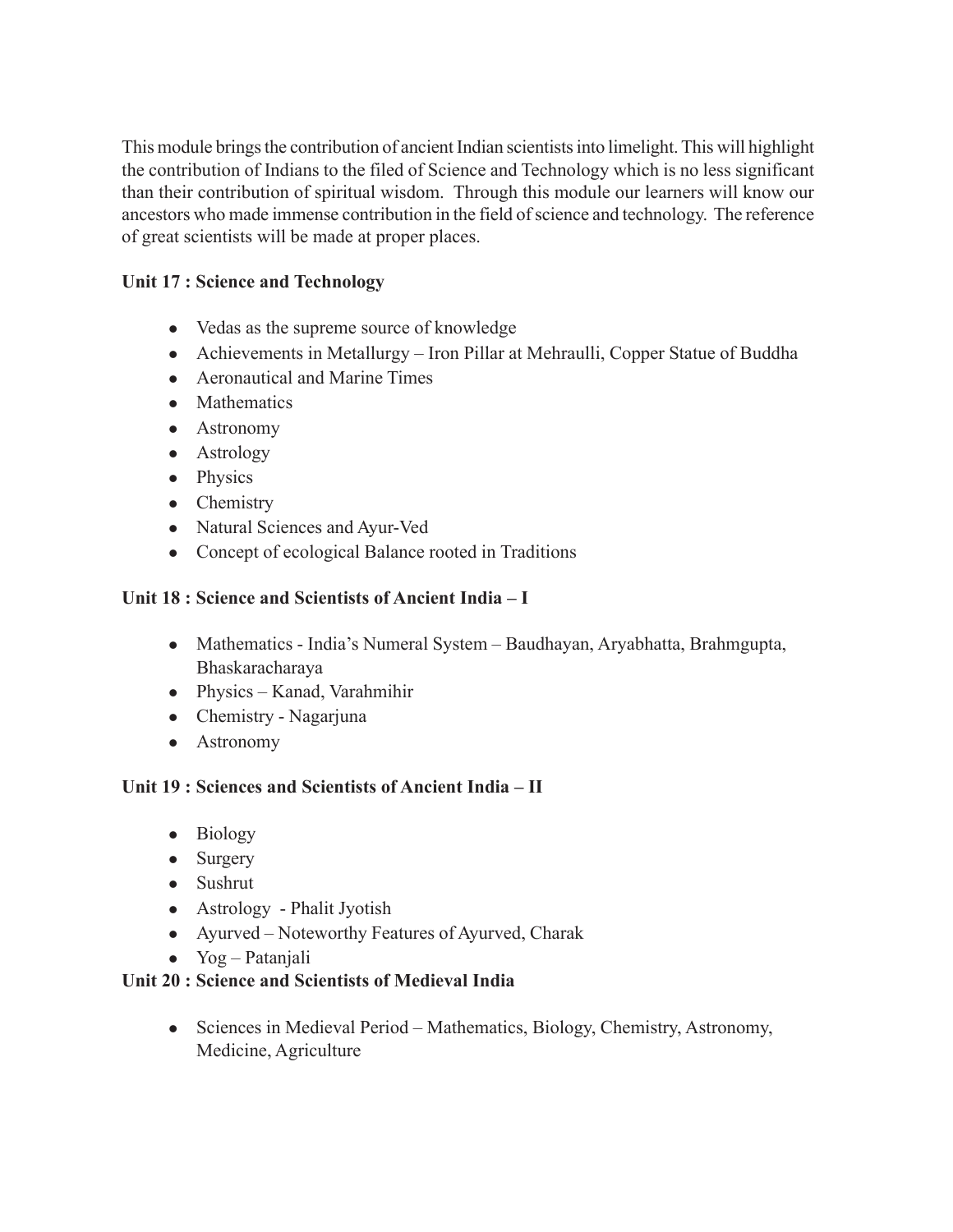This module brings the contribution of ancient Indian scientists into limelight. This will highlight the contribution of Indians to the filed of Science and Technology which is no less significant than their contribution of spiritual wisdom. Through this module our learners will know our ancestors who made immense contribution in the field of science and technology. The reference of great scientists will be made at proper places.

**Unit 17 : Science and Technology**

- Vedas as the supreme source of knowledge
- Achievements in Metallurgy – Iron Pillar at Mehraulli, Copper Statue of Buddha
- Aeronautical and Marine Times
- Mathematics
- Astronomy
- Astrology
- Physics
- Chemistry
- Natural Sciences and Ayur-Ved
- Concept of ecological Balance rooted in Traditions

**Unit 18 : Science and Scientists of Ancient India – I**

- Mathematics - India's Numeral System – Baudhayan, Aryabhatta, Brahmgupta, Bhaskaracharaya
- Physics – Kanad, Varahmihir
- Chemistry - Nagarjuna
- Astronomy

**Unit 19 : Sciences and Scientists of Ancient India – II**

- Biology
- Surgery
- Sushrut
- Astrology - Phalit Jyotish
- Ayurved – Noteworthy Features of Ayurved, Charak
- Yog – Patanjali

**Unit 20 : Science and Scientists of Medieval India**

- Sciences in Medieval Period – Mathematics, Biology, Chemistry, Astronomy, Medicine, Agriculture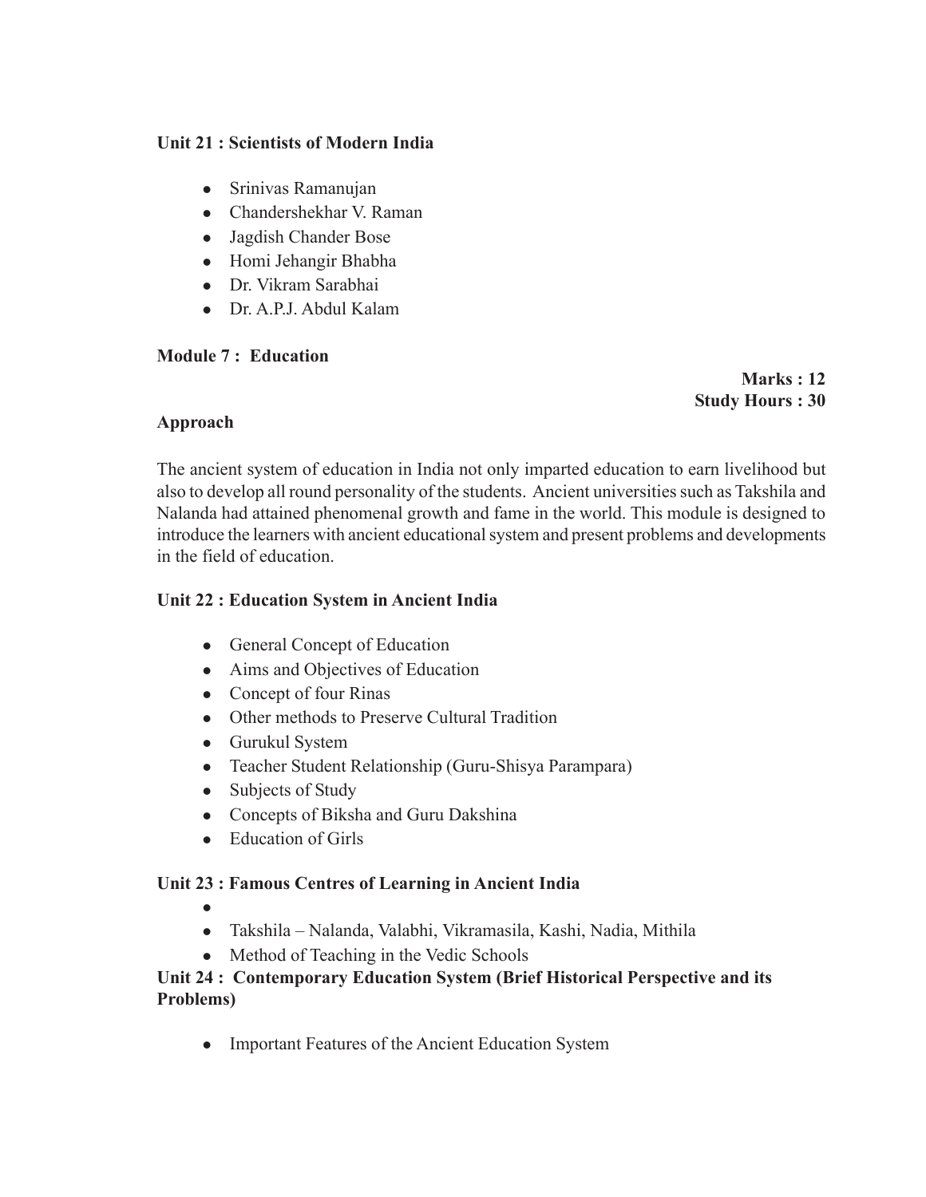**Unit 21 : Scientists of Modern India**

- Srinivas Ramanujan
- Chandershekhar V. Raman
- Jagdish Chander Bose
- Homi Jehangir Bhabha
- Dr. Vikram Sarabhai
- Dr. A.P.J. Abdul Kalam

## Module 7 : Education

**Marks : 12**
**Study Hours : 30**

**Approach**

The ancient system of education in India not only imparted education to earn livelihood but also to develop all round personality of the students. Ancient universities such as Takshila and Nalanda had attained phenomenal growth and fame in the world. This module is designed to introduce the learners with ancient educational system and present problems and developments in the field of education.

**Unit 22 : Education System in Ancient India**

- General Concept of Education
- Aims and Objectives of Education
- Concept of four Rinas
- Other methods to Preserve Cultural Tradition
- Gurukul System
- Teacher Student Relationship (Guru-Shisya Parampara)
- Subjects of Study
- Concepts of Biksha and Guru Dakshina
- Education of Girls

**Unit 23 : Famous Centres of Learning in Ancient India**

- 
- Takshila – Nalanda, Valabhi, Vikramasila, Kashi, Nadia, Mithila
- Method of Teaching in the Vedic Schools

**Unit 24 : Contemporary Education System (Brief Historical Perspective and its Problems)**

- Important Features of the Ancient Education System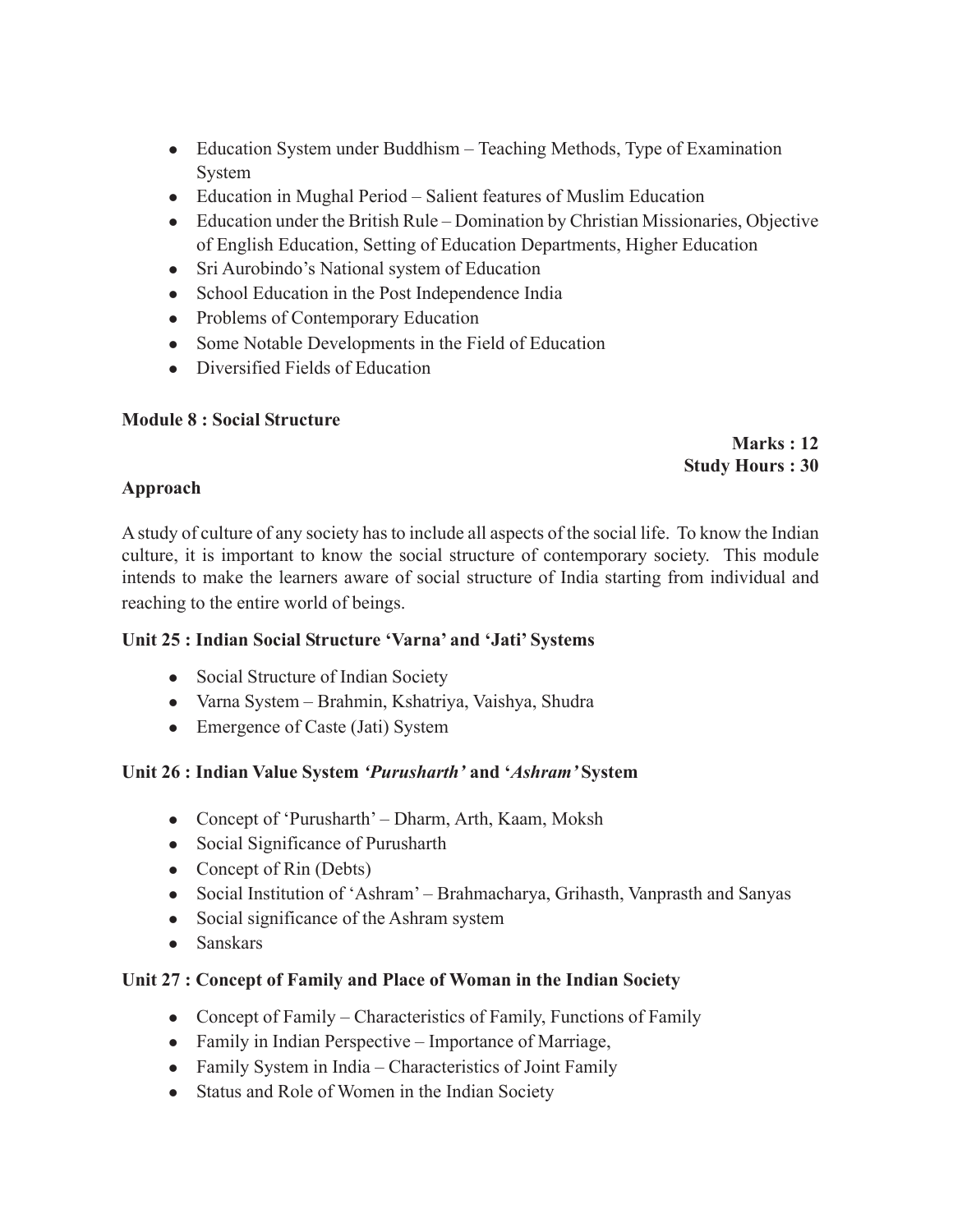- Education System under Buddhism – Teaching Methods, Type of Examination System
- Education in Mughal Period – Salient features of Muslim Education
- Education under the British Rule – Domination by Christian Missionaries, Objective of English Education, Setting of Education Departments, Higher Education
- Sri Aurobindo's National system of Education
- School Education in the Post Independence India
- Problems of Contemporary Education
- Some Notable Developments in the Field of Education
- Diversified Fields of Education

**Module 8 : Social Structure**

**Marks : 12**
**Study Hours : 30**

**Approach**

A study of culture of any society has to include all aspects of the social life. To know the Indian culture, it is important to know the social structure of contemporary society. This module intends to make the learners aware of social structure of India starting from individual and reaching to the entire world of beings.

**Unit 25 : Indian Social Structure 'Varna' and 'Jati' Systems**

- Social Structure of Indian Society
- Varna System – Brahmin, Kshatriya, Vaishya, Shudra
- Emergence of Caste (Jati) System

**Unit 26 : Indian Value System *'Purusharth'* and '*Ashram'* System**

- Concept of 'Purusharth' – Dharm, Arth, Kaam, Moksh
- Social Significance of Purusharth
- Concept of Rin (Debts)
- Social Institution of 'Ashram' – Brahmacharya, Grihasth, Vanprasth and Sanyas
- Social significance of the Ashram system
- Sanskars

**Unit 27 : Concept of Family and Place of Woman in the Indian Society**

- Concept of Family – Characteristics of Family, Functions of Family
- Family in Indian Perspective – Importance of Marriage,
- Family System in India – Characteristics of Joint Family
- Status and Role of Women in the Indian Society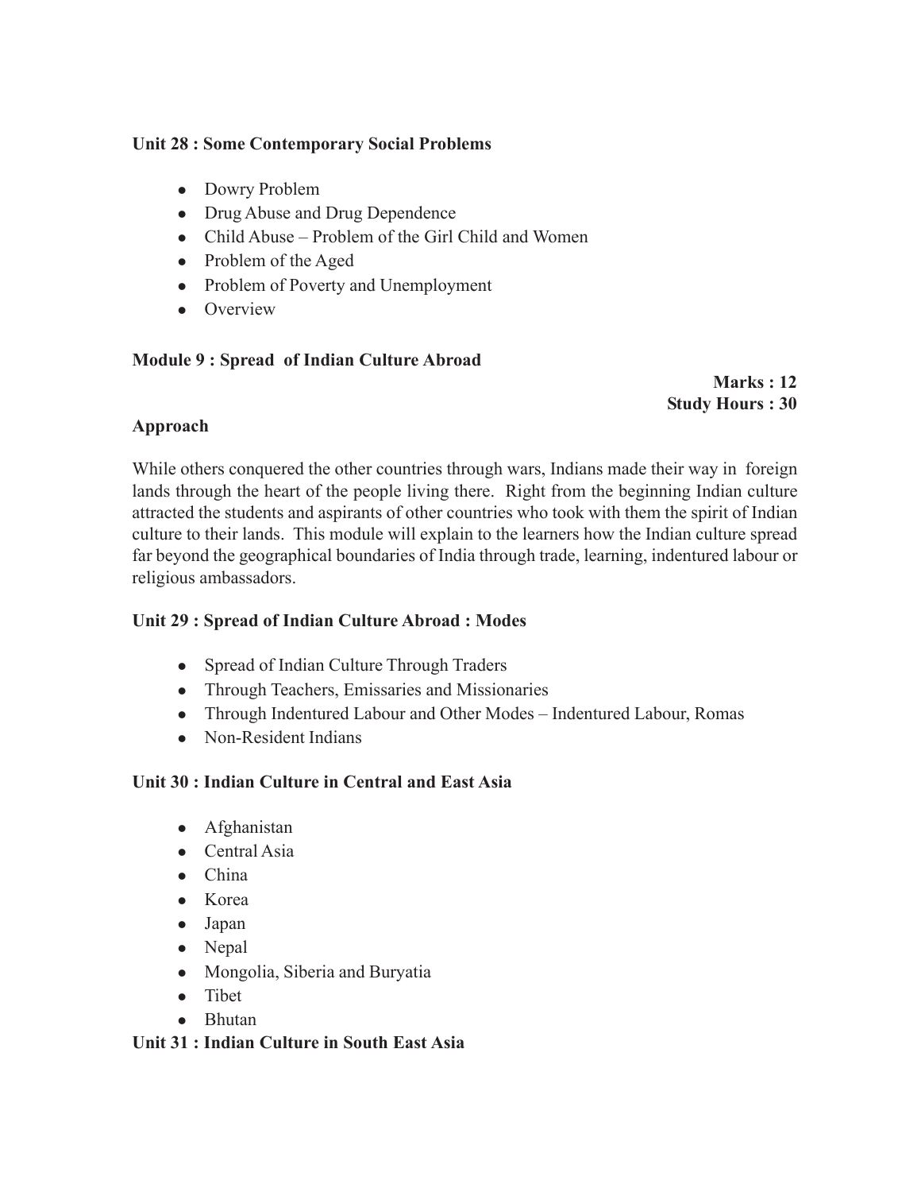**Unit 28 : Some Contemporary Social Problems**

- Dowry Problem
- Drug Abuse and Drug Dependence
- Child Abuse – Problem of the Girl Child and Women
- Problem of the Aged
- Problem of Poverty and Unemployment
- Overview

**Module 9 : Spread of Indian Culture Abroad**

**Marks : 12**
**Study Hours : 30**

**Approach**

While others conquered the other countries through wars, Indians made their way in foreign lands through the heart of the people living there. Right from the beginning Indian culture attracted the students and aspirants of other countries who took with them the spirit of Indian culture to their lands. This module will explain to the learners how the Indian culture spread far beyond the geographical boundaries of India through trade, learning, indentured labour or religious ambassadors.

**Unit 29 : Spread of Indian Culture Abroad : Modes**

- Spread of Indian Culture Through Traders
- Through Teachers, Emissaries and Missionaries
- Through Indentured Labour and Other Modes – Indentured Labour, Romas
- Non-Resident Indians

**Unit 30 : Indian Culture in Central and East Asia**

- Afghanistan
- Central Asia
- China
- Korea
- Japan
- Nepal
- Mongolia, Siberia and Buryatia
- Tibet
- Bhutan

**Unit 31 : Indian Culture in South East Asia**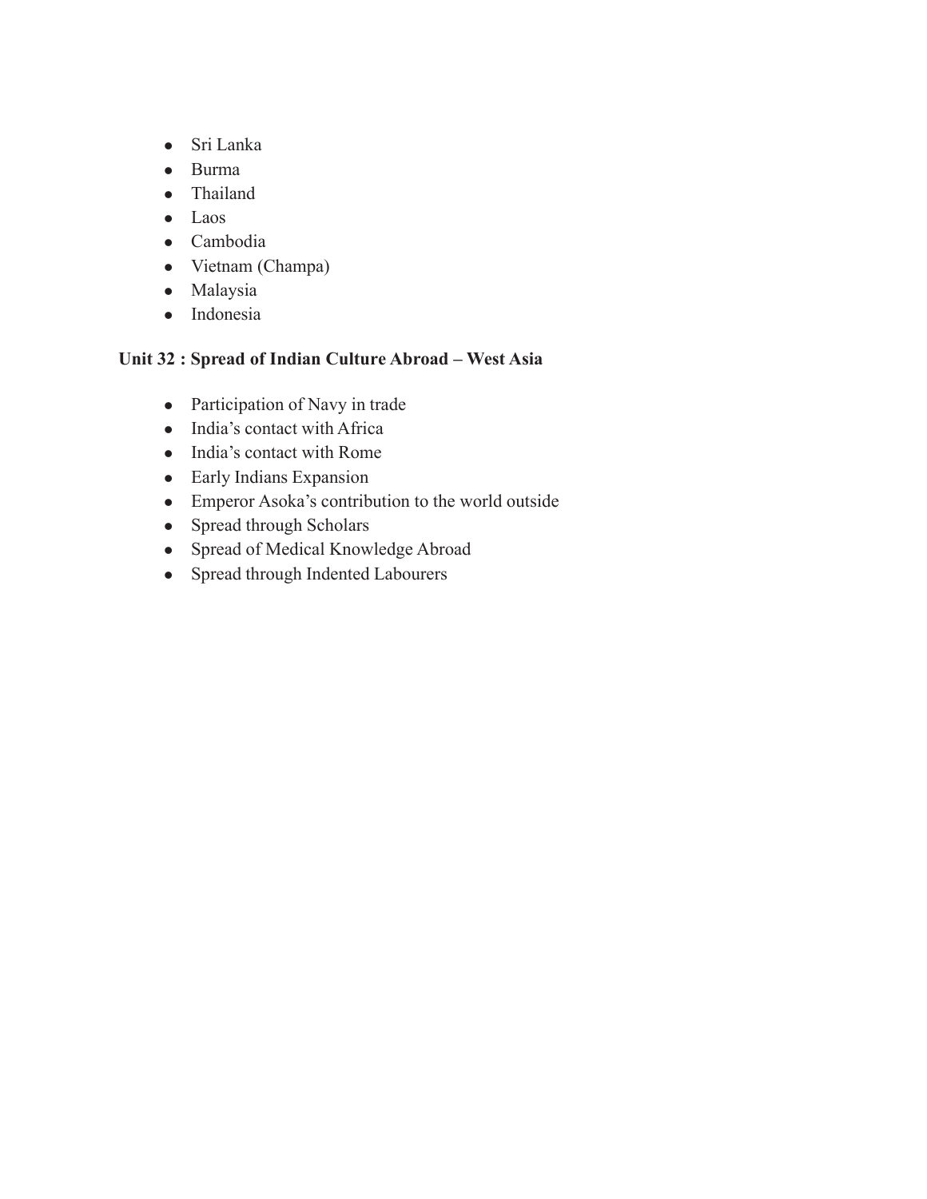- Sri Lanka
- Burma
- Thailand
- Laos
- Cambodia
- Vietnam (Champa)
- Malaysia
- Indonesia

**Unit 32 : Spread of Indian Culture Abroad – West Asia**

- Participation of Navy in trade
- India's contact with Africa
- India's contact with Rome
- Early Indians Expansion
- Emperor Asoka's contribution to the world outside
- Spread through Scholars
- Spread of Medical Knowledge Abroad
- Spread through Indented Labourers